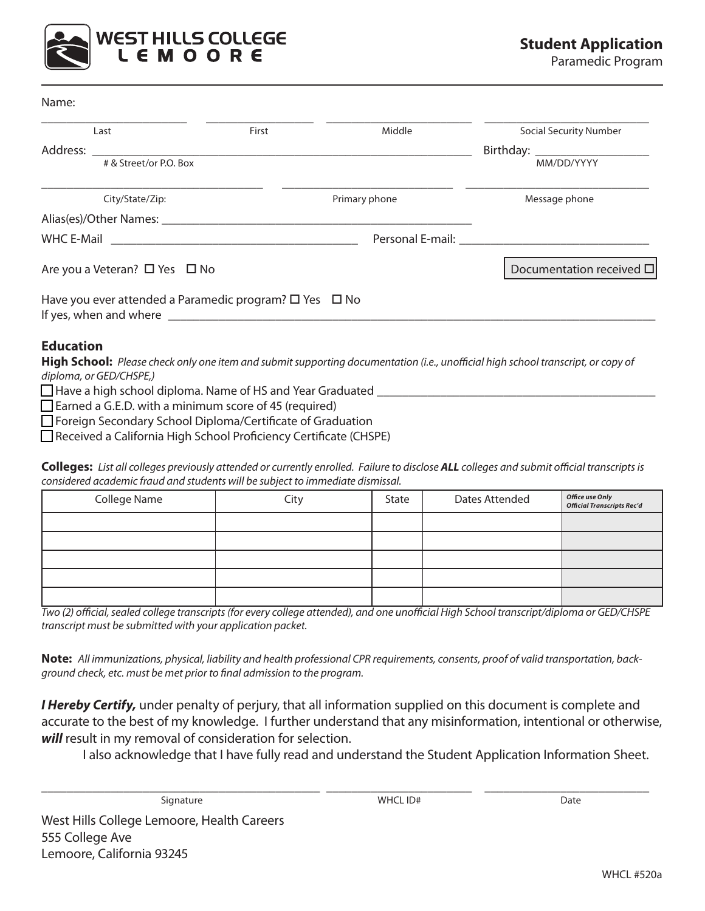WEST HILLS COLLEGE LEMOORE

# Student Application

Paramedic Program

Name:

_______________ _______________ _______________ _______________

Last | First | Middle | Social Security Number

Address: ____________________________________ Birthday: _______________

# & Street/or P.O. Box | MM/DD/YYYY

_______________ _______________ _______________

City/State/Zip: | Primary phone | Message phone

Alias(es)/Other Names: ____________________________________

WHC E-Mail ____________________________ Personal E-mail: ____________________________

Are you a Veteran? ☐ Yes ☐ No

Documentation received ☐

Have you ever attended a Paramedic program? ☐ Yes ☐ No

If yes, when and where ____________________________________________

## Education

**High School:** *Please check only one item and submit supporting documentation (i.e., unofficial high school transcript, or copy of diploma, or GED/CHSPE,)*

☐ Have a high school diploma. Name of HS and Year Graduated ____________________________

☐ Earned a G.E.D. with a minimum score of 45 (required)

☐ Foreign Secondary School Diploma/Certificate of Graduation

☐ Received a California High School Proficiency Certificate (CHSPE)

**Colleges:** *List all colleges previously attended or currently enrolled. Failure to disclose* ***ALL*** *colleges and submit official transcripts is considered academic fraud and students will be subject to immediate dismissal.*

| College Name | City | State | Dates Attended | *Office use Only Official Transcripts Rec'd* |
|---|---|---|---|---|
| | | | | |
| | | | | |
| | | | | |
| | | | | |
| | | | | |

*Two (2) official, sealed college transcripts (for every college attended), and one unofficial High School transcript/diploma or GED/CHSPE transcript must be submitted with your application packet.*

**Note:** *All immunizations, physical, liability and health professional CPR requirements, consents, proof of valid transportation, background check, etc. must be met prior to final admission to the program.*

***I Hereby Certify,*** under penalty of perjury, that all information supplied on this document is complete and accurate to the best of my knowledge. I further understand that any misinformation, intentional or otherwise, ***will*** result in my removal of consideration for selection.

I also acknowledge that I have fully read and understand the Student Application Information Sheet.

____________________________ _______________ _______________

Signature | WHCL ID# | Date

West Hills College Lemoore, Health Careers
555 College Ave
Lemoore, California 93245

WHCL #520a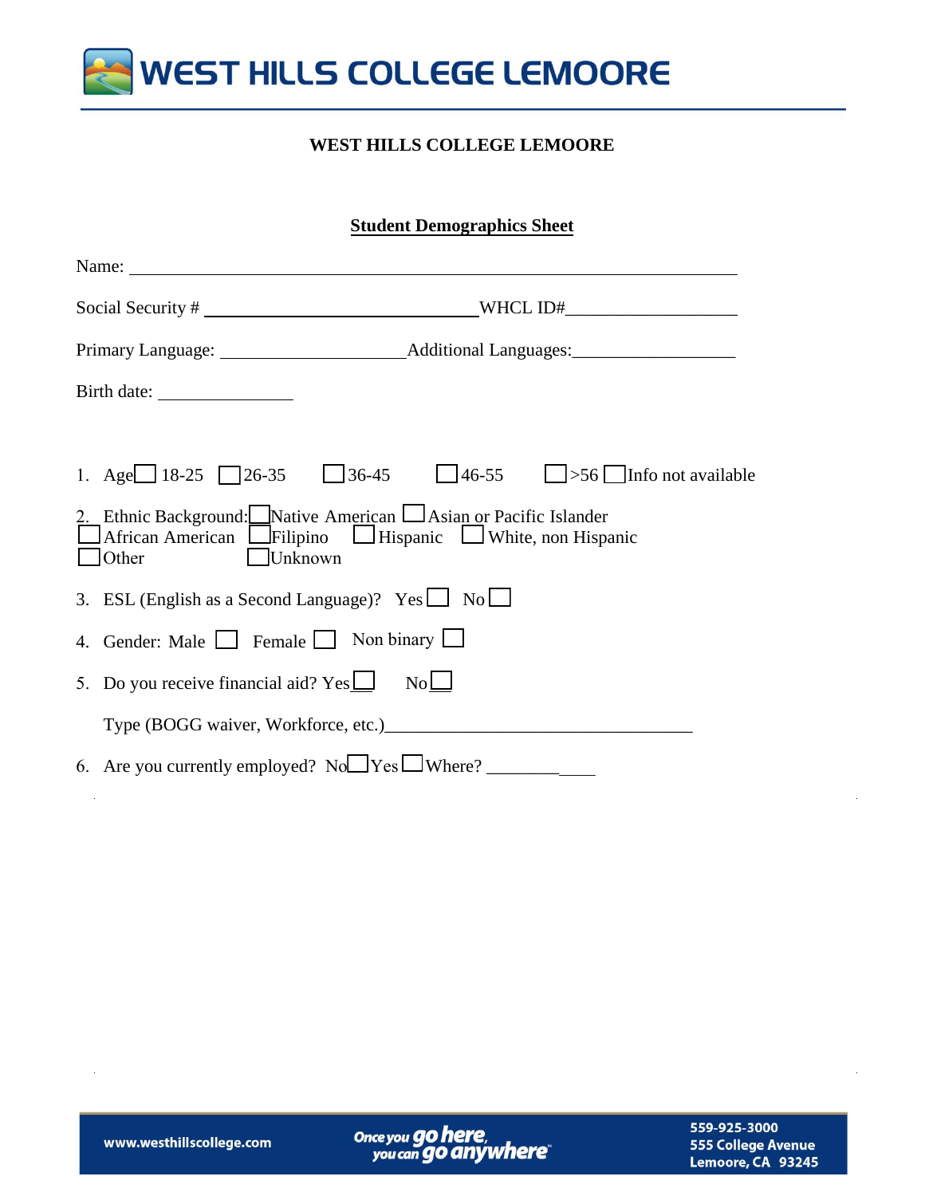# WEST HILLS COLLEGE LEMOORE

**WEST HILLS COLLEGE LEMOORE**

## Student Demographics Sheet

Name: ________________________________________________________________

Social Security # ______________________________ WHCL ID#____________________

Primary Language: ____________________ Additional Languages:__________________

Birth date: _______________

1. Age ☐ 18-25 ☐ 26-35 ☐ 36-45 ☐ 46-55 ☐ >56 ☐ Info not available

2. Ethnic Background: ☐ Native American ☐ Asian or Pacific Islander ☐ African American ☐ Filipino ☐ Hispanic ☐ White, non Hispanic ☐ Other ☐ Unknown

3. ESL (English as a Second Language)? Yes ☐ No ☐

4. Gender: Male ☐ Female ☐ Non binary ☐

5. Do you receive financial aid? Yes ☐ No ☐

   Type (BOGG waiver, Workforce, etc.)__________________________________

6. Are you currently employed? No ☐ Yes ☐ Where? _____________

www.westhillscollege.com

Once you go here, you can go anywhere

559-925-3000
555 College Avenue
Lemoore, CA 93245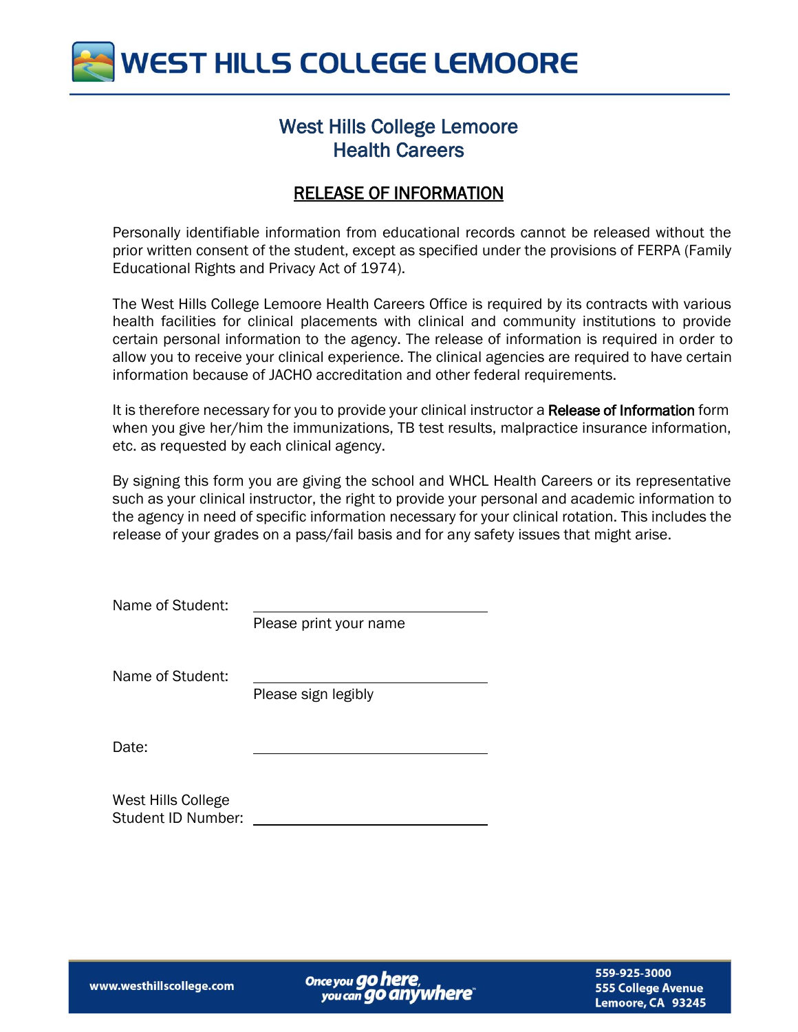# WEST HILLS COLLEGE LEMOORE

## West Hills College Lemoore
## Health Careers

### RELEASE OF INFORMATION

Personally identifiable information from educational records cannot be released without the prior written consent of the student, except as specified under the provisions of FERPA (Family Educational Rights and Privacy Act of 1974).

The West Hills College Lemoore Health Careers Office is required by its contracts with various health facilities for clinical placements with clinical and community institutions to provide certain personal information to the agency. The release of information is required in order to allow you to receive your clinical experience. The clinical agencies are required to have certain information because of JACHO accreditation and other federal requirements.

It is therefore necessary for you to provide your clinical instructor a **Release of Information** form when you give her/him the immunizations, TB test results, malpractice insurance information, etc. as requested by each clinical agency.

By signing this form you are giving the school and WHCL Health Careers or its representative such as your clinical instructor, the right to provide your personal and academic information to the agency in need of specific information necessary for your clinical rotation. This includes the release of your grades on a pass/fail basis and for any safety issues that might arise.

Name of Student: ______________________________
Please print your name

Name of Student: ______________________________
Please sign legibly

Date: ______________________________

West Hills College
Student ID Number: ______________________________

www.westhillscollege.com

Once you go here, you can go anywhere™

559-925-3000
555 College Avenue
Lemoore, CA 93245